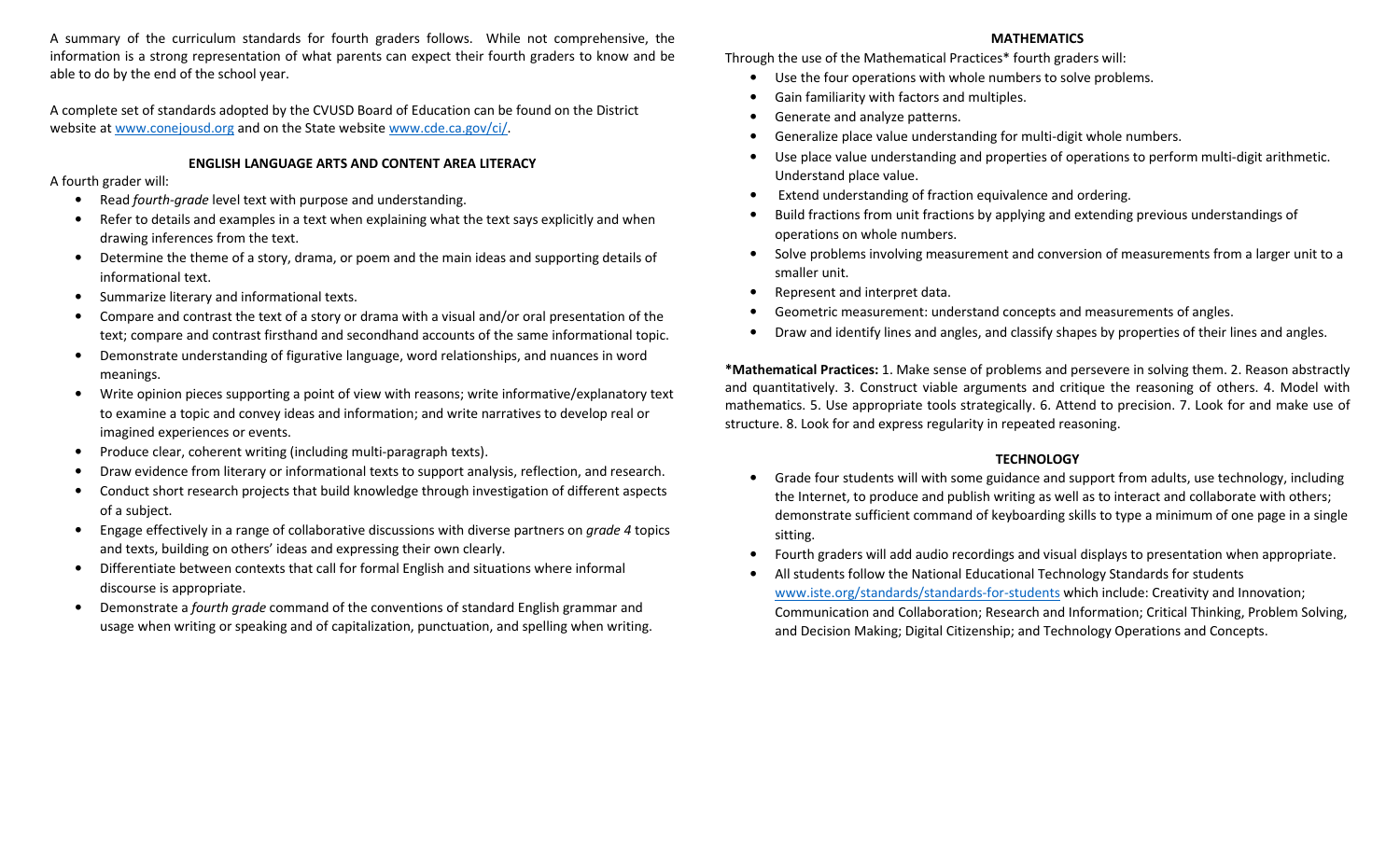A summary of the curriculum standards for fourth graders follows. While not comprehensive, the information is a strong representation of what parents can expect their fourth graders to know and be able to do by the end of the school year.

A complete set of standards adopted by the CVUSD Board of Education can be found on the District website at www.conejousd.org and on the State website www.cde.ca.gov/ci/.

## ENGLISH LANGUAGE ARTS AND CONTENT AREA LITERACY

A fourth grader will:

- Read *fourth-grade* level text with purpose and understanding.
- Refer to details and examples in a text when explaining what the text says explicitly and when drawing inferences from the text.
- Determine the theme of a story, drama, or poem and the main ideas and supporting details of informational text.
- Summarize literary and informational texts.
- Compare and contrast the text of a story or drama with a visual and/or oral presentation of the text; compare and contrast firsthand and secondhand accounts of the same informational topic.
- Demonstrate understanding of figurative language, word relationships, and nuances in word meanings.
- Write opinion pieces supporting a point of view with reasons; write informative/explanatory text to examine a topic and convey ideas and information; and write narratives to develop real or imagined experiences or events.
- Produce clear, coherent writing (including multi-paragraph texts).
- Draw evidence from literary or informational texts to support analysis, reflection, and research.
- Conduct short research projects that build knowledge through investigation of different aspects of a subject.
- Engage effectively in a range of collaborative discussions with diverse partners on *grade 4* topics and texts, building on others' ideas and expressing their own clearly.
- Differentiate between contexts that call for formal English and situations where informal discourse is appropriate.
- Demonstrate a *fourth grade* command of the conventions of standard English grammar and usage when writing or speaking and of capitalization, punctuation, and spelling when writing.

## MATHEMATICS

Through the use of the Mathematical Practices* fourth graders will:

- Use the four operations with whole numbers to solve problems.
- Gain familiarity with factors and multiples.
- Generate and analyze patterns.
- Generalize place value understanding for multi-digit whole numbers.
- Use place value understanding and properties of operations to perform multi-digit arithmetic. Understand place value.
- Extend understanding of fraction equivalence and ordering.
- Build fractions from unit fractions by applying and extending previous understandings of operations on whole numbers.
- Solve problems involving measurement and conversion of measurements from a larger unit to a smaller unit.
- Represent and interpret data.
- Geometric measurement: understand concepts and measurements of angles.
- Draw and identify lines and angles, and classify shapes by properties of their lines and angles.

***Mathematical Practices:** 1. Make sense of problems and persevere in solving them. 2. Reason abstractly and quantitatively. 3. Construct viable arguments and critique the reasoning of others. 4. Model with mathematics. 5. Use appropriate tools strategically. 6. Attend to precision. 7. Look for and make use of structure. 8. Look for and express regularity in repeated reasoning.

## TECHNOLOGY

- Grade four students will with some guidance and support from adults, use technology, including the Internet, to produce and publish writing as well as to interact and collaborate with others; demonstrate sufficient command of keyboarding skills to type a minimum of one page in a single sitting.
- Fourth graders will add audio recordings and visual displays to presentation when appropriate.
- All students follow the National Educational Technology Standards for students www.iste.org/standards/standards-for-students which include: Creativity and Innovation; Communication and Collaboration; Research and Information; Critical Thinking, Problem Solving, and Decision Making; Digital Citizenship; and Technology Operations and Concepts.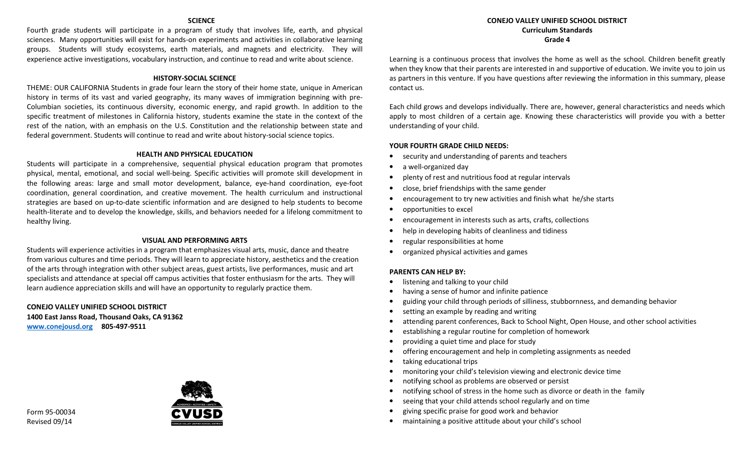## SCIENCE

Fourth grade students will participate in a program of study that involves life, earth, and physical sciences. Many opportunities will exist for hands-on experiments and activities in collaborative learning groups. Students will study ecosystems, earth materials, and magnets and electricity. They will experience active investigations, vocabulary instruction, and continue to read and write about science.

## HISTORY-SOCIAL SCIENCE

THEME: OUR CALIFORNIA Students in grade four learn the story of their home state, unique in American history in terms of its vast and varied geography, its many waves of immigration beginning with pre-Columbian societies, its continuous diversity, economic energy, and rapid growth. In addition to the specific treatment of milestones in California history, students examine the state in the context of the rest of the nation, with an emphasis on the U.S. Constitution and the relationship between state and federal government. Students will continue to read and write about history-social science topics.

## HEALTH AND PHYSICAL EDUCATION

Students will participate in a comprehensive, sequential physical education program that promotes physical, mental, emotional, and social well-being. Specific activities will promote skill development in the following areas: large and small motor development, balance, eye-hand coordination, eye-foot coordination, general coordination, and creative movement. The health curriculum and instructional strategies are based on up-to-date scientific information and are designed to help students to become health-literate and to develop the knowledge, skills, and behaviors needed for a lifelong commitment to healthy living.

## VISUAL AND PERFORMING ARTS

Students will experience activities in a program that emphasizes visual arts, music, dance and theatre from various cultures and time periods. They will learn to appreciate history, aesthetics and the creation of the arts through integration with other subject areas, guest artists, live performances, music and art specialists and attendance at special off campus activities that foster enthusiasm for the arts. They will learn audience appreciation skills and will have an opportunity to regularly practice them.

**CONEJO VALLEY UNIFIED SCHOOL DISTRICT**
**1400 East Janss Road, Thousand Oaks, CA 91362**
**www.conejousd.org 805-497-9511**

Form 95-00034
Revised 09/14

CVUSD
ACADEMICS • ACTIVITIES • SAFETY
CONEJO VALLEY UNIFIED SCHOOL DISTRICT

# CONEJO VALLEY UNIFIED SCHOOL DISTRICT
## Curriculum Standards
## Grade 4

Learning is a continuous process that involves the home as well as the school. Children benefit greatly when they know that their parents are interested in and supportive of education. We invite you to join us as partners in this venture. If you have questions after reviewing the information in this summary, please contact us.

Each child grows and develops individually. There are, however, general characteristics and needs which apply to most children of a certain age. Knowing these characteristics will provide you with a better understanding of your child.

**YOUR FOURTH GRADE CHILD NEEDS:**

- security and understanding of parents and teachers
- a well-organized day
- plenty of rest and nutritious food at regular intervals
- close, brief friendships with the same gender
- encouragement to try new activities and finish what he/she starts
- opportunities to excel
- encouragement in interests such as arts, crafts, collections
- help in developing habits of cleanliness and tidiness
- regular responsibilities at home
- organized physical activities and games

**PARENTS CAN HELP BY:**

- listening and talking to your child
- having a sense of humor and infinite patience
- guiding your child through periods of silliness, stubbornness, and demanding behavior
- setting an example by reading and writing
- attending parent conferences, Back to School Night, Open House, and other school activities
- establishing a regular routine for completion of homework
- providing a quiet time and place for study
- offering encouragement and help in completing assignments as needed
- taking educational trips
- monitoring your child's television viewing and electronic device time
- notifying school as problems are observed or persist
- notifying school of stress in the home such as divorce or death in the family
- seeing that your child attends school regularly and on time
- giving specific praise for good work and behavior
- maintaining a positive attitude about your child's school